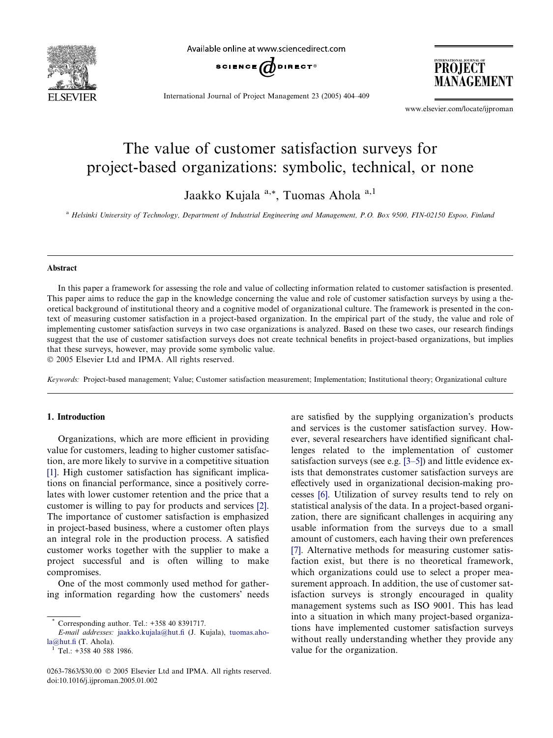# The value of customer satisfaction surveys for project-based organizations: symbolic, technical, or none

Jaakko Kujala [a,*], Tuomas Ahola [a,1]

[a] Helsinki University of Technology, Department of Industrial Engineering and Management, P.O. Box 9500, FIN-02150 Espoo, Finland

## Abstract

In this paper a framework for assessing the role and value of collecting information related to customer satisfaction is presented. This paper aims to reduce the gap in the knowledge concerning the value and role of customer satisfaction surveys by using a theoretical background of institutional theory and a cognitive model of organizational culture. The framework is presented in the context of measuring customer satisfaction in a project-based organization. In the empirical part of the study, the value and role of implementing customer satisfaction surveys in two case organizations is analyzed. Based on these two cases, our research findings suggest that the use of customer satisfaction surveys does not create technical benefits in project-based organizations, but implies that these surveys, however, may provide some symbolic value.

© 2005 Elsevier Ltd and IPMA. All rights reserved.

*Keywords:* Project-based management; Value; Customer satisfaction measurement; Implementation; Institutional theory; Organizational culture

## 1. Introduction

Organizations, which are more efficient in providing value for customers, leading to higher customer satisfaction, are more likely to survive in a competitive situation [1]. High customer satisfaction has significant implications on financial performance, since a positively correlates with lower customer retention and the price that a customer is willing to pay for products and services [2]. The importance of customer satisfaction is emphasized in project-based business, where a customer often plays an integral role in the production process. A satisfied customer works together with the supplier to make a project successful and is often willing to make compromises.

One of the most commonly used method for gathering information regarding how the customers' needs are satisfied by the supplying organization's products and services is the customer satisfaction survey. However, several researchers have identified significant challenges related to the implementation of customer satisfaction surveys (see e.g. [3–5]) and little evidence exists that demonstrates customer satisfaction surveys are effectively used in organizational decision-making processes [6]. Utilization of survey results tend to rely on statistical analysis of the data. In a project-based organization, there are significant challenges in acquiring any usable information from the surveys due to a small amount of customers, each having their own preferences [7]. Alternative methods for measuring customer satisfaction exist, but there is no theoretical framework, which organizations could use to select a proper measurement approach. In addition, the use of customer satisfaction surveys is strongly encouraged in quality management systems such as ISO 9001. This has lead into a situation in which many project-based organizations have implemented customer satisfaction surveys without really understanding whether they provide any value for the organization.

* Corresponding author. Tel.: +358 40 8391717.
*E-mail addresses:* jaakko.kujala@hut.fi (J. Kujala), tuomas.ahola@hut.fi (T. Ahola).
[1] Tel.: +358 40 588 1986.

0263-7863/$30.00 © 2005 Elsevier Ltd and IPMA. All rights reserved.
doi:10.1016/j.ijproman.2005.01.002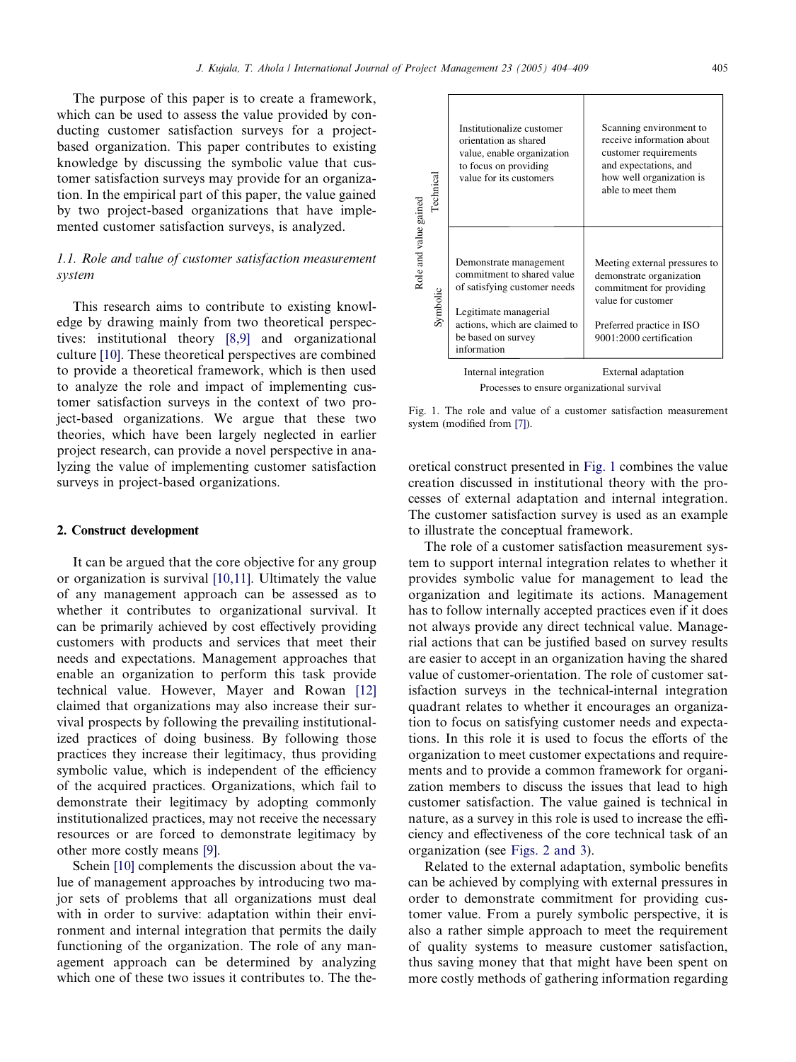The purpose of this paper is to create a framework, which can be used to assess the value provided by conducting customer satisfaction surveys for a project-based organization. This paper contributes to existing knowledge by discussing the symbolic value that customer satisfaction surveys may provide for an organization. In the empirical part of this paper, the value gained by two project-based organizations that have implemented customer satisfaction surveys, is analyzed.

### 1.1. Role and value of customer satisfaction measurement system

This research aims to contribute to existing knowledge by drawing mainly from two theoretical perspectives: institutional theory [8,9] and organizational culture [10]. These theoretical perspectives are combined to provide a theoretical framework, which is then used to analyze the role and impact of implementing customer satisfaction surveys in the context of two project-based organizations. We argue that these two theories, which have been largely neglected in earlier project research, can provide a novel perspective in analyzing the value of implementing customer satisfaction surveys in project-based organizations.

## 2. Construct development

It can be argued that the core objective for any group or organization is survival [10,11]. Ultimately the value of any management approach can be assessed as to whether it contributes to organizational survival. It can be primarily achieved by cost effectively providing customers with products and services that meet their needs and expectations. Management approaches that enable an organization to perform this task provide technical value. However, Mayer and Rowan [12] claimed that organizations may also increase their survival prospects by following the prevailing institutionalized practices of doing business. By following those practices they increase their legitimacy, thus providing symbolic value, which is independent of the efficiency of the acquired practices. Organizations, which fail to demonstrate their legitimacy by adopting commonly institutionalized practices, may not receive the necessary resources or are forced to demonstrate legitimacy by other more costly means [9].

Schein [10] complements the discussion about the value of management approaches by introducing two major sets of problems that all organizations must deal with in order to survive: adaptation within their environment and internal integration that permits the daily functioning of the organization. The role of any management approach can be determined by analyzing which one of these two issues it contributes to. The theoretical construct presented in Fig. 1 combines the value creation discussed in institutional theory with the processes of external adaptation and internal integration. The customer satisfaction survey is used as an example to illustrate the conceptual framework.

| Role and value gained | Internal integration | External adaptation |
|---|---|---|
| Technical | Institutionalize customer orientation as shared value, enable organization to focus on providing value for its customers | Scanning environment to receive information about customer requirements and expectations, and how well organization is able to meet them |
| Symbolic | Demonstrate management commitment to shared value of satisfying customer needs<br><br>Legitimate managerial actions, which are claimed to be based on survey information | Meeting external pressures to demonstrate organization commitment for providing value for customer<br><br>Preferred practice in ISO 9001:2000 certification |
| | Processes to ensure organizational survival | |

Fig. 1. The role and value of a customer satisfaction measurement system (modified from [7]).

The role of a customer satisfaction measurement system to support internal integration relates to whether it provides symbolic value for management to lead the organization and legitimate its actions. Management has to follow internally accepted practices even if it does not always provide any direct technical value. Managerial actions that can be justified based on survey results are easier to accept in an organization having the shared value of customer-orientation. The role of customer satisfaction surveys in the technical-internal integration quadrant relates to whether it encourages an organization to focus on satisfying customer needs and expectations. In this role it is used to focus the efforts of the organization to meet customer expectations and requirements and to provide a common framework for organization members to discuss the issues that lead to high customer satisfaction. The value gained is technical in nature, as a survey in this role is used to increase the efficiency and effectiveness of the core technical task of an organization (see Figs. 2 and 3).

Related to the external adaptation, symbolic benefits can be achieved by complying with external pressures in order to demonstrate commitment for providing customer value. From a purely symbolic perspective, it is also a rather simple approach to meet the requirement of quality systems to measure customer satisfaction, thus saving money that that might have been spent on more costly methods of gathering information regarding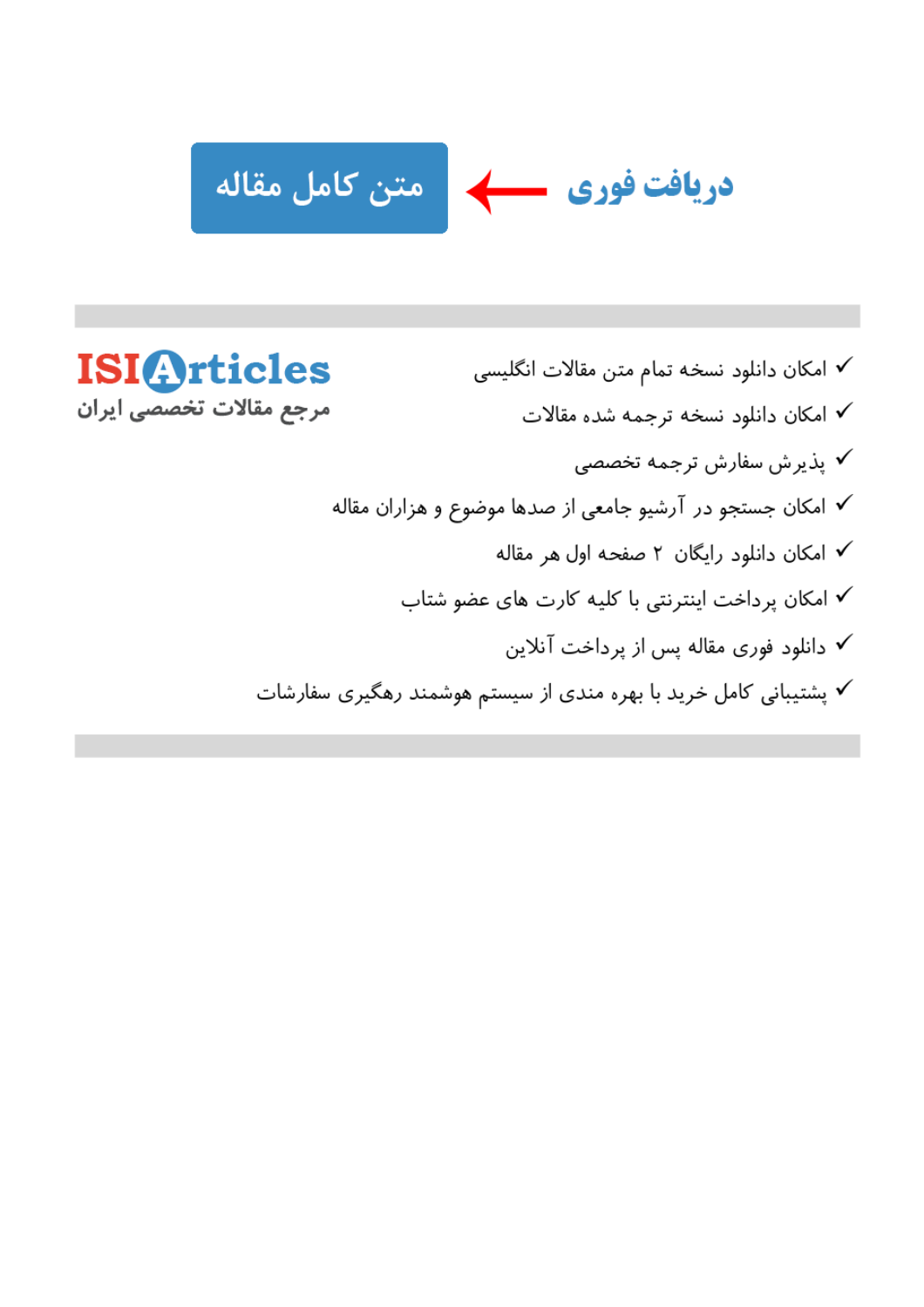دریافت فوری ← متن کامل مقاله

**ISIArticles**
مرجع مقالات تخصصی ایران

- ✓ امکان دانلود نسخه تمام متن مقالات انگلیسی
- ✓ امکان دانلود نسخه ترجمه شده مقالات
- ✓ پذیرش سفارش ترجمه تخصصی
- ✓ امکان جستجو در آرشیو جامعی از صدها موضوع و هزاران مقاله
- ✓ امکان دانلود رایگان ۲ صفحه اول هر مقاله
- ✓ امکان پرداخت اینترنتی با کلیه کارت های عضو شتاب
- ✓ دانلود فوری مقاله پس از پرداخت آنلاین
- ✓ پشتیبانی کامل خرید با بهره مندی از سیستم هوشمند رهگیری سفارشات